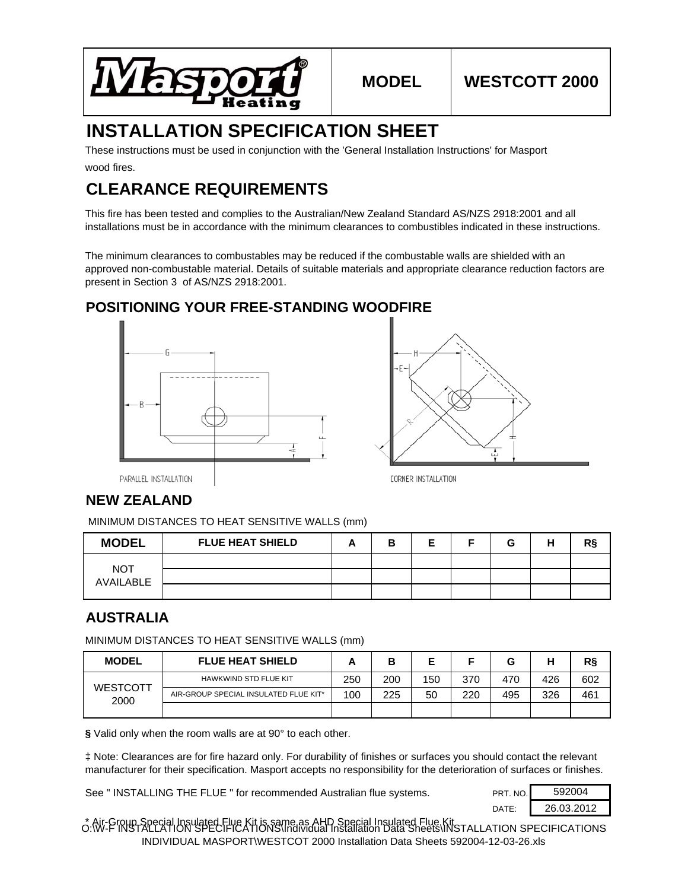Masport Heating

| MODEL | WESTCOTT 2000 |
|---|---|

# INSTALLATION SPECIFICATION SHEET

These instructions must be used in conjunction with the 'General Installation Instructions' for Masport wood fires.

# CLEARANCE REQUIREMENTS

This fire has been tested and complies to the Australian/New Zealand Standard AS/NZS 2918:2001 and all installations must be in accordance with the minimum clearances to combustibles indicated in these instructions.

The minimum clearances to combustables may be reduced if the combustable walls are shielded with an approved non-combustable material. Details of suitable materials and appropriate clearance reduction factors are present in Section 3 of AS/NZS 2918:2001.

## POSITIONING YOUR FREE-STANDING WOODFIRE

PARALLEL INSTALLATION

CORNER INSTALLATION

## NEW ZEALAND

MINIMUM DISTANCES TO HEAT SENSITIVE WALLS (mm)

| MODEL | FLUE HEAT SHIELD | A | B | E | F | G | H | R§ |
|---|---|---|---|---|---|---|---|---|
| NOT AVAILABLE | | | | | | | | |
| | | | | | | | | |
| | | | | | | | | |

## AUSTRALIA

MINIMUM DISTANCES TO HEAT SENSITIVE WALLS (mm)

| MODEL | FLUE HEAT SHIELD | A | B | E | F | G | H | R§ |
|---|---|---|---|---|---|---|---|---|
| WESTCOTT 2000 | HAWKWIND STD FLUE KIT | 250 | 200 | 150 | 370 | 470 | 426 | 602 |
| | AIR-GROUP SPECIAL INSULATED FLUE KIT* | 100 | 225 | 50 | 220 | 495 | 326 | 461 |
| | | | | | | | | |

**§** Valid only when the room walls are at 90° to each other.

‡ Note: Clearances are for fire hazard only. For durability of finishes or surfaces you should contact the relevant manufacturer for their specification. Masport accepts no responsibility for the deterioration of surfaces or finishes.

See " INSTALLING THE FLUE " for recommended Australian flue systems.

PRT. NO. 592004

DATE: 26.03.2012

\* Air-Group Special Insulated Flue Kit is same as AHD Special Insulated Flue Kit

O:\W-F INSTALLATION SPECIFICATIONS\Individual Installation Data Sheets\INSTALLATION SPECIFICATIONS INDIVIDUAL MASPORT\WESTCOT 2000 Installation Data Sheets 592004-12-03-26.xls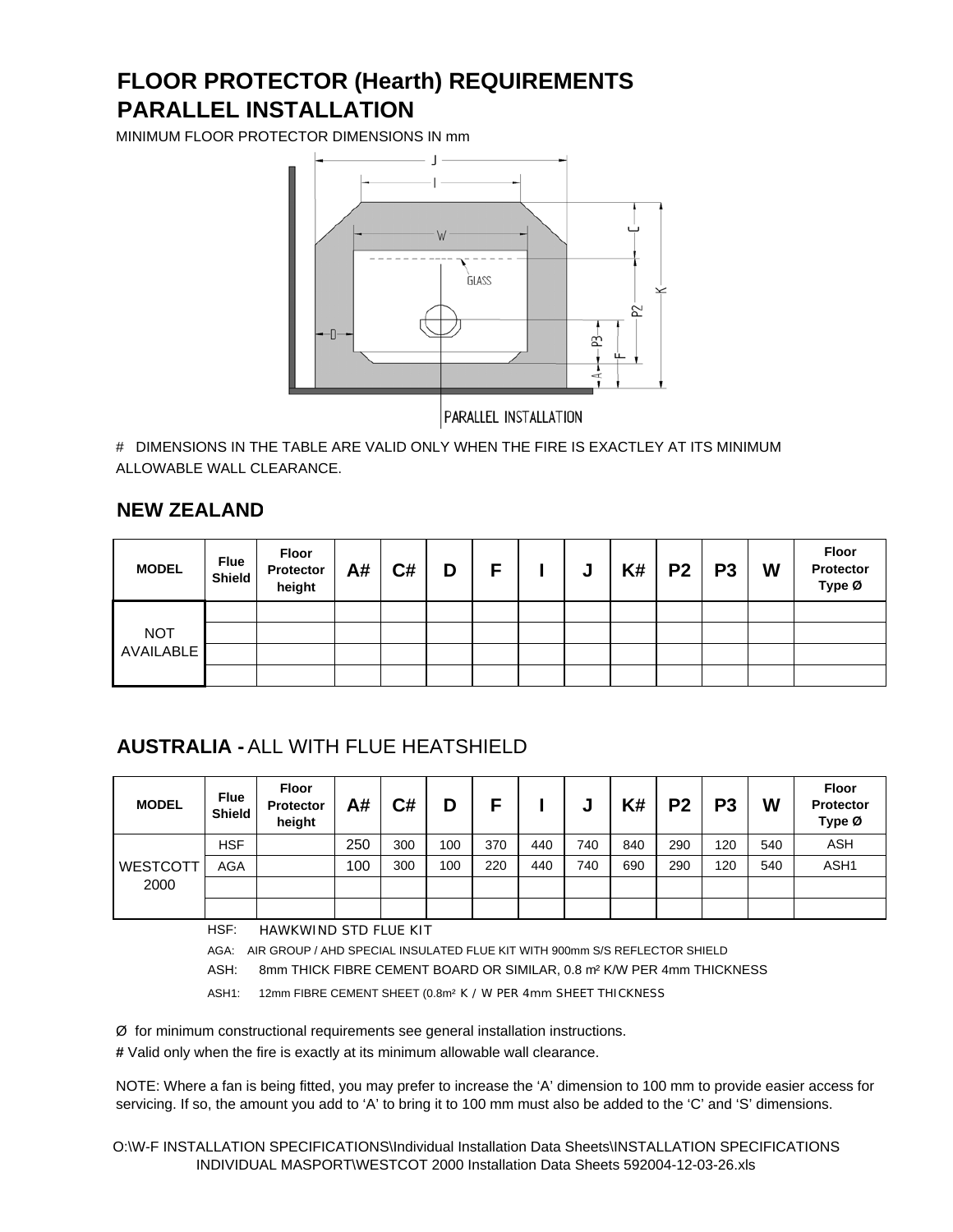# FLOOR PROTECTOR (Hearth) REQUIREMENTS
# PARALLEL INSTALLATION

MINIMUM FLOOR PROTECTOR DIMENSIONS IN mm

PARALLEL INSTALLATION

# DIMENSIONS IN THE TABLE ARE VALID ONLY WHEN THE FIRE IS EXACTLEY AT ITS MINIMUM ALLOWABLE WALL CLEARANCE.

## NEW ZEALAND

| MODEL | Flue Shield | Floor Protector height | A# | C# | D | F | I | J | K# | P2 | P3 | W | Floor Protector Type Ø |
|---|---|---|---|---|---|---|---|---|---|---|---|---|---|
| NOT AVAILABLE | | | | | | | | | | | | | |
| | | | | | | | | | | | | | |
| | | | | | | | | | | | | | |
| | | | | | | | | | | | | | |

## AUSTRALIA - ALL WITH FLUE HEATSHIELD

| MODEL | Flue Shield | Floor Protector height | A# | C# | D | F | I | J | K# | P2 | P3 | W | Floor Protector Type Ø |
|---|---|---|---|---|---|---|---|---|---|---|---|---|---|
| WESTCOTT 2000 | HSF | | 250 | 300 | 100 | 370 | 440 | 740 | 840 | 290 | 120 | 540 | ASH |
| | AGA | | 100 | 300 | 100 | 220 | 440 | 740 | 690 | 290 | 120 | 540 | ASH1 |
| | | | | | | | | | | | | | |
| | | | | | | | | | | | | | |

HSF: HAWKWIND STD FLUE KIT

AGA: AIR GROUP / AHD SPECIAL INSULATED FLUE KIT WITH 900mm S/S REFLECTOR SHIELD

ASH: 8mm THICK FIBRE CEMENT BOARD OR SIMILAR, 0.8 m² K/W PER 4mm THICKNESS

ASH1: 12mm FIBRE CEMENT SHEET (0.8m² K / W PER 4mm SHEET THICKNESS

Ø for minimum constructional requirements see general installation instructions.

# Valid only when the fire is exactly at its minimum allowable wall clearance.

NOTE: Where a fan is being fitted, you may prefer to increase the 'A' dimension to 100 mm to provide easier access for servicing. If so, the amount you add to 'A' to bring it to 100 mm must also be added to the 'C' and 'S' dimensions.

O:\W-F INSTALLATION SPECIFICATIONS\Individual Installation Data Sheets\INSTALLATION SPECIFICATIONS INDIVIDUAL MASPORT\WESTCOT 2000 Installation Data Sheets 592004-12-03-26.xls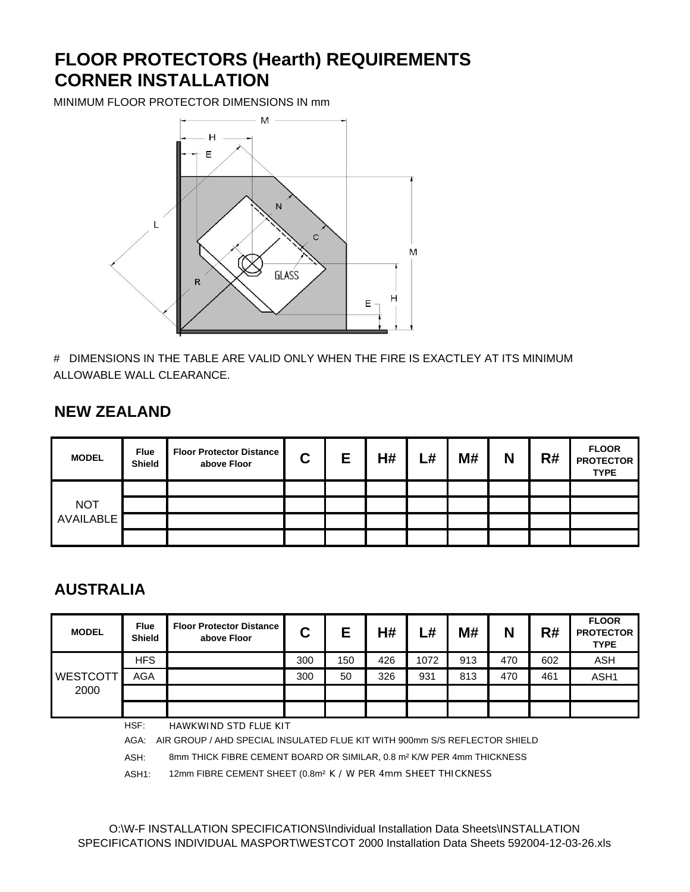# FLOOR PROTECTORS (Hearth) REQUIREMENTS
# CORNER INSTALLATION

MINIMUM FLOOR PROTECTOR DIMENSIONS IN mm

# DIMENSIONS IN THE TABLE ARE VALID ONLY WHEN THE FIRE IS EXACTLEY AT ITS MINIMUM ALLOWABLE WALL CLEARANCE.

## NEW ZEALAND

| MODEL | Flue Shield | Floor Protector Distance above Floor | C | E | H# | L# | M# | N | R# | FLOOR PROTECTOR TYPE |
|---|---|---|---|---|---|---|---|---|---|---|
| NOT AVAILABLE | | | | | | | | | | |
| | | | | | | | | | | |
| | | | | | | | | | | |
| | | | | | | | | | | |

## AUSTRALIA

| MODEL | Flue Shield | Floor Protector Distance above Floor | C | E | H# | L# | M# | N | R# | FLOOR PROTECTOR TYPE |
|---|---|---|---|---|---|---|---|---|---|---|
| WESTCOTT 2000 | HFS | | 300 | 150 | 426 | 1072 | 913 | 470 | 602 | ASH |
| | AGA | | 300 | 50 | 326 | 931 | 813 | 470 | 461 | ASH1 |
| | | | | | | | | | | |
| | | | | | | | | | | |

HSF: HAWKWIND STD FLUE KIT

AGA: AIR GROUP / AHD SPECIAL INSULATED FLUE KIT WITH 900mm S/S REFLECTOR SHIELD

ASH: 8mm THICK FIBRE CEMENT BOARD OR SIMILAR, 0.8 m² K/W PER 4mm THICKNESS

ASH1: 12mm FIBRE CEMENT SHEET (0.8m² K / W PER 4mm SHEET THICKNESS

O:\W-F INSTALLATION SPECIFICATIONS\Individual Installation Data Sheets\INSTALLATION SPECIFICATIONS INDIVIDUAL MASPORT\WESTCOT 2000 Installation Data Sheets 592004-12-03-26.xls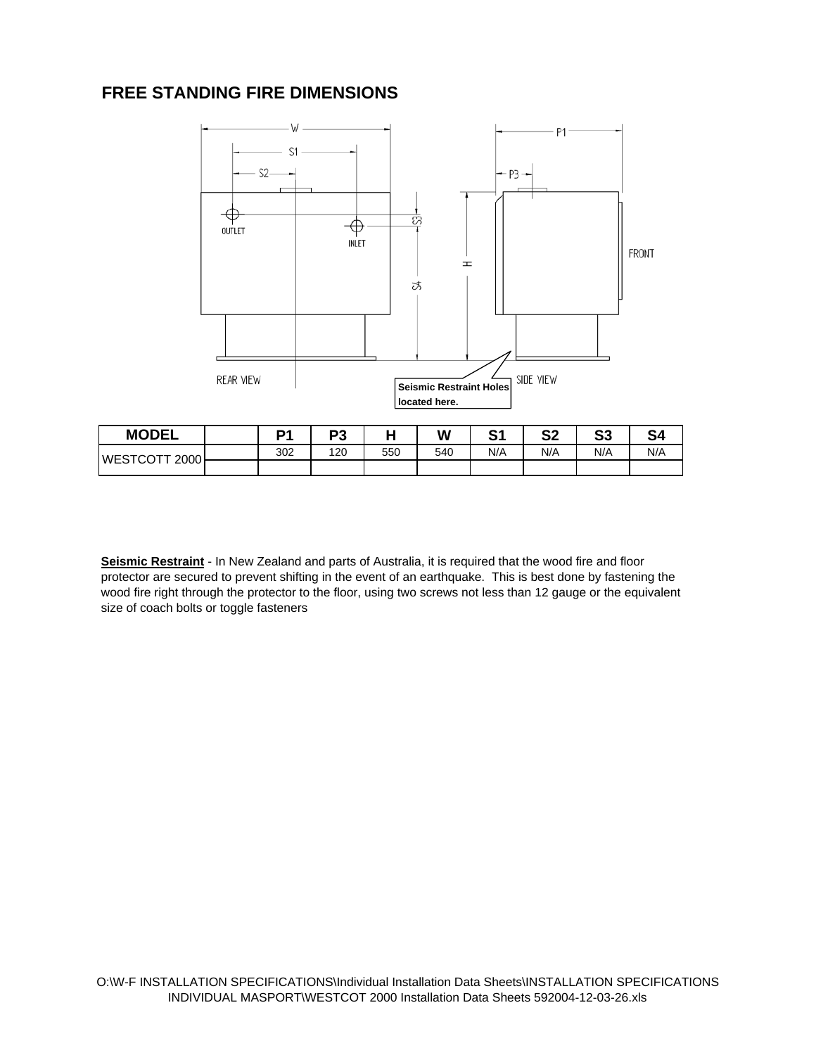## FREE STANDING FIRE DIMENSIONS

W
S1
S2
OUTLET
INLET
S3
S4
H
P1
P3
FRONT
REAR VIEW
SIDE VIEW
Seismic Restraint Holes located here.

| MODEL | | P1 | P3 | H | W | S1 | S2 | S3 | S4 |
|---|---|---|---|---|---|---|---|---|---|
| WESTCOTT 2000 | | 302 | 120 | 550 | 540 | N/A | N/A | N/A | N/A |
| | | | | | | | | | |

**Seismic Restraint** - In New Zealand and parts of Australia, it is required that the wood fire and floor protector are secured to prevent shifting in the event of an earthquake. This is best done by fastening the wood fire right through the protector to the floor, using two screws not less than 12 gauge or the equivalent size of coach bolts or toggle fasteners

O:\W-F INSTALLATION SPECIFICATIONS\Individual Installation Data Sheets\INSTALLATION SPECIFICATIONS INDIVIDUAL MASPORT\WESTCOT 2000 Installation Data Sheets 592004-12-03-26.xls